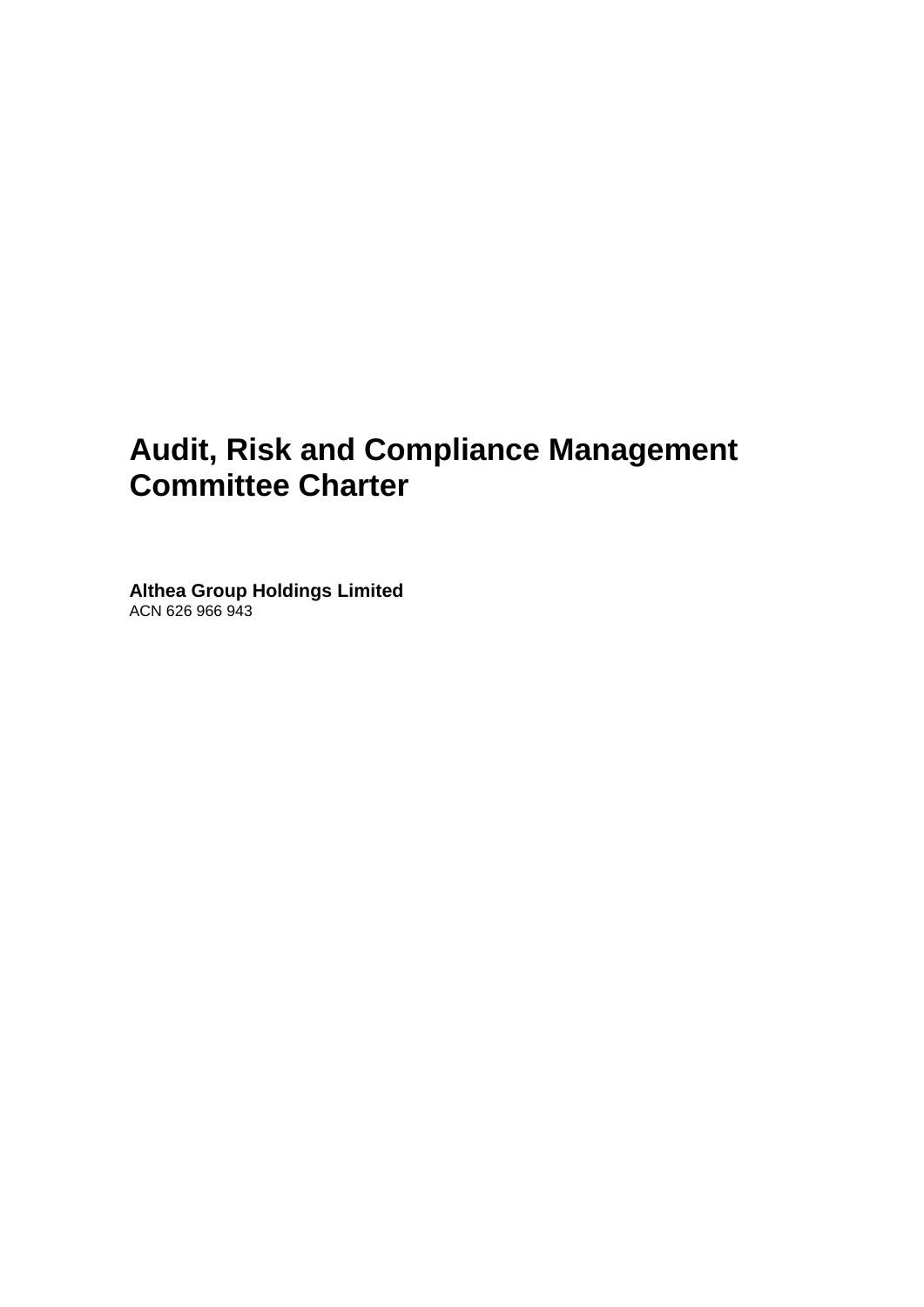# Audit, Risk and Compliance Management Committee Charter

**Althea Group Holdings Limited**
ACN 626 966 943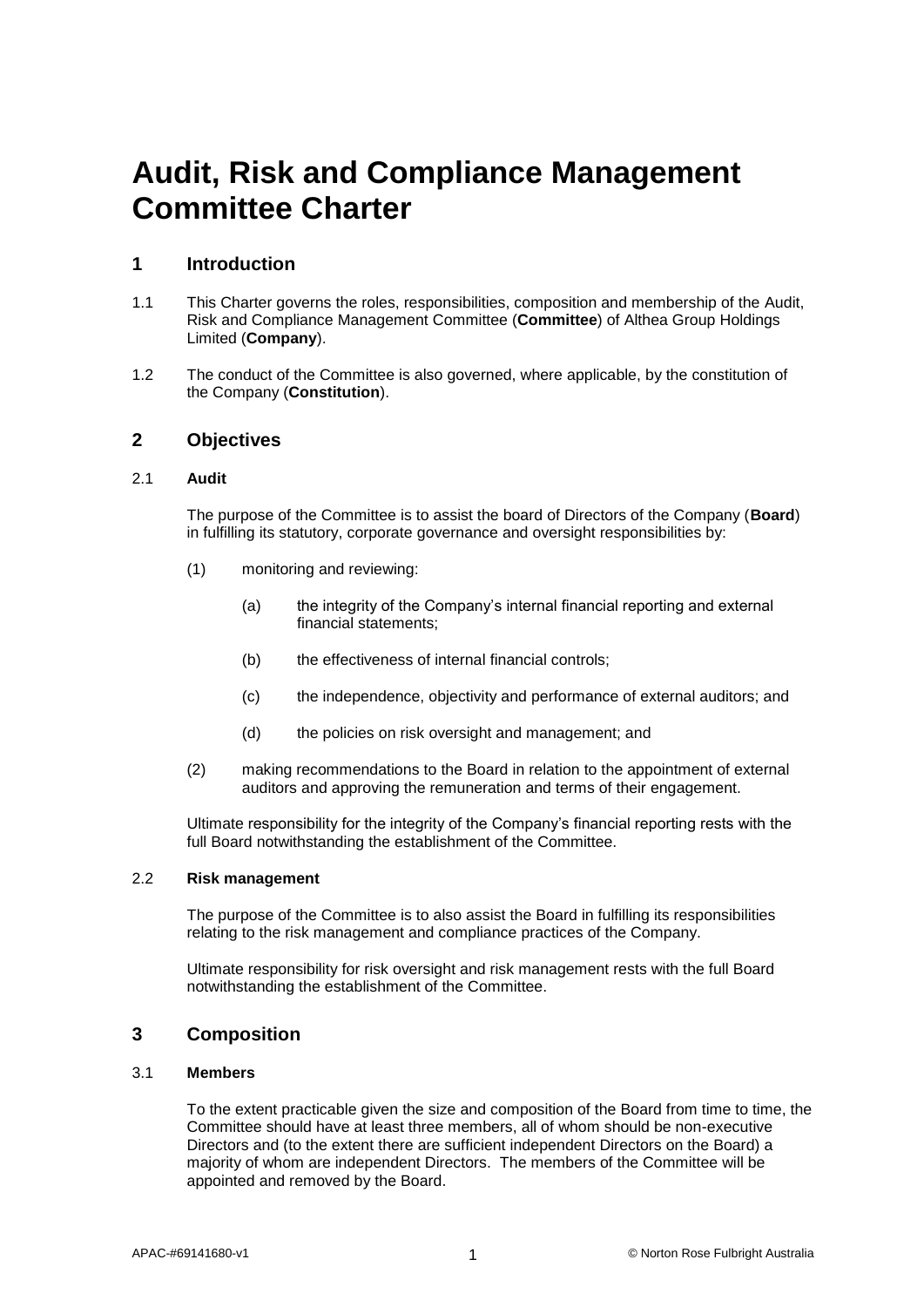# Audit, Risk and Compliance Management Committee Charter

## 1 Introduction

1.1 This Charter governs the roles, responsibilities, composition and membership of the Audit, Risk and Compliance Management Committee (**Committee**) of Althea Group Holdings Limited (**Company**).

1.2 The conduct of the Committee is also governed, where applicable, by the constitution of the Company (**Constitution**).

## 2 Objectives

### 2.1 Audit

The purpose of the Committee is to assist the board of Directors of the Company (**Board**) in fulfilling its statutory, corporate governance and oversight responsibilities by:

(1) monitoring and reviewing:

(a) the integrity of the Company's internal financial reporting and external financial statements;

(b) the effectiveness of internal financial controls;

(c) the independence, objectivity and performance of external auditors; and

(d) the policies on risk oversight and management; and

(2) making recommendations to the Board in relation to the appointment of external auditors and approving the remuneration and terms of their engagement.

Ultimate responsibility for the integrity of the Company's financial reporting rests with the full Board notwithstanding the establishment of the Committee.

### 2.2 Risk management

The purpose of the Committee is to also assist the Board in fulfilling its responsibilities relating to the risk management and compliance practices of the Company.

Ultimate responsibility for risk oversight and risk management rests with the full Board notwithstanding the establishment of the Committee.

## 3 Composition

### 3.1 Members

To the extent practicable given the size and composition of the Board from time to time, the Committee should have at least three members, all of whom should be non-executive Directors and (to the extent there are sufficient independent Directors on the Board) a majority of whom are independent Directors. The members of the Committee will be appointed and removed by the Board.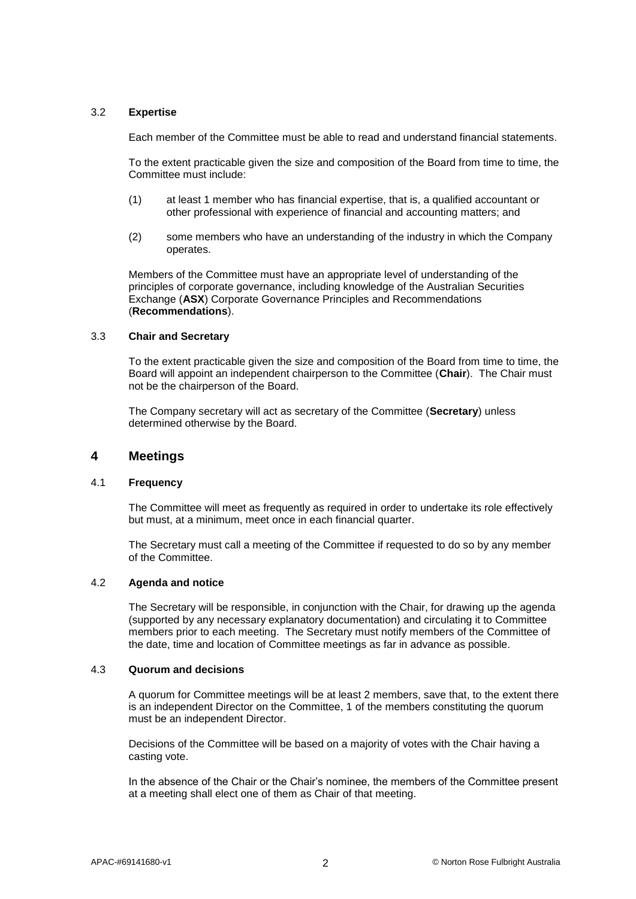### 3.2 **Expertise**

Each member of the Committee must be able to read and understand financial statements.

To the extent practicable given the size and composition of the Board from time to time, the Committee must include:

(1) at least 1 member who has financial expertise, that is, a qualified accountant or other professional with experience of financial and accounting matters; and

(2) some members who have an understanding of the industry in which the Company operates.

Members of the Committee must have an appropriate level of understanding of the principles of corporate governance, including knowledge of the Australian Securities Exchange (**ASX**) Corporate Governance Principles and Recommendations (**Recommendations**).

### 3.3 **Chair and Secretary**

To the extent practicable given the size and composition of the Board from time to time, the Board will appoint an independent chairperson to the Committee (**Chair**). The Chair must not be the chairperson of the Board.

The Company secretary will act as secretary of the Committee (**Secretary**) unless determined otherwise by the Board.

## 4 Meetings

### 4.1 **Frequency**

The Committee will meet as frequently as required in order to undertake its role effectively but must, at a minimum, meet once in each financial quarter.

The Secretary must call a meeting of the Committee if requested to do so by any member of the Committee.

### 4.2 **Agenda and notice**

The Secretary will be responsible, in conjunction with the Chair, for drawing up the agenda (supported by any necessary explanatory documentation) and circulating it to Committee members prior to each meeting. The Secretary must notify members of the Committee of the date, time and location of Committee meetings as far in advance as possible.

### 4.3 **Quorum and decisions**

A quorum for Committee meetings will be at least 2 members, save that, to the extent there is an independent Director on the Committee, 1 of the members constituting the quorum must be an independent Director.

Decisions of the Committee will be based on a majority of votes with the Chair having a casting vote.

In the absence of the Chair or the Chair's nominee, the members of the Committee present at a meeting shall elect one of them as Chair of that meeting.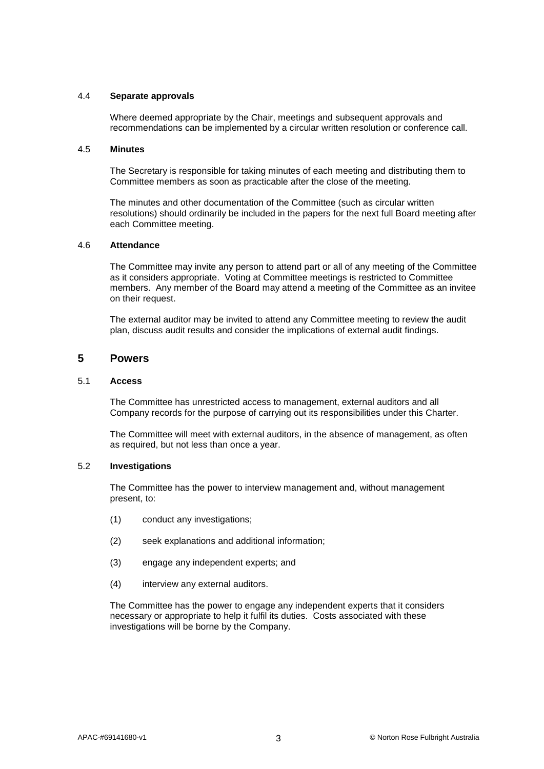### 4.4 **Separate approvals**

Where deemed appropriate by the Chair, meetings and subsequent approvals and recommendations can be implemented by a circular written resolution or conference call.

### 4.5 **Minutes**

The Secretary is responsible for taking minutes of each meeting and distributing them to Committee members as soon as practicable after the close of the meeting.

The minutes and other documentation of the Committee (such as circular written resolutions) should ordinarily be included in the papers for the next full Board meeting after each Committee meeting.

### 4.6 **Attendance**

The Committee may invite any person to attend part or all of any meeting of the Committee as it considers appropriate. Voting at Committee meetings is restricted to Committee members. Any member of the Board may attend a meeting of the Committee as an invitee on their request.

The external auditor may be invited to attend any Committee meeting to review the audit plan, discuss audit results and consider the implications of external audit findings.

## 5 Powers

### 5.1 **Access**

The Committee has unrestricted access to management, external auditors and all Company records for the purpose of carrying out its responsibilities under this Charter.

The Committee will meet with external auditors, in the absence of management, as often as required, but not less than once a year.

### 5.2 **Investigations**

The Committee has the power to interview management and, without management present, to:

(1) conduct any investigations;

(2) seek explanations and additional information;

(3) engage any independent experts; and

(4) interview any external auditors.

The Committee has the power to engage any independent experts that it considers necessary or appropriate to help it fulfil its duties. Costs associated with these investigations will be borne by the Company.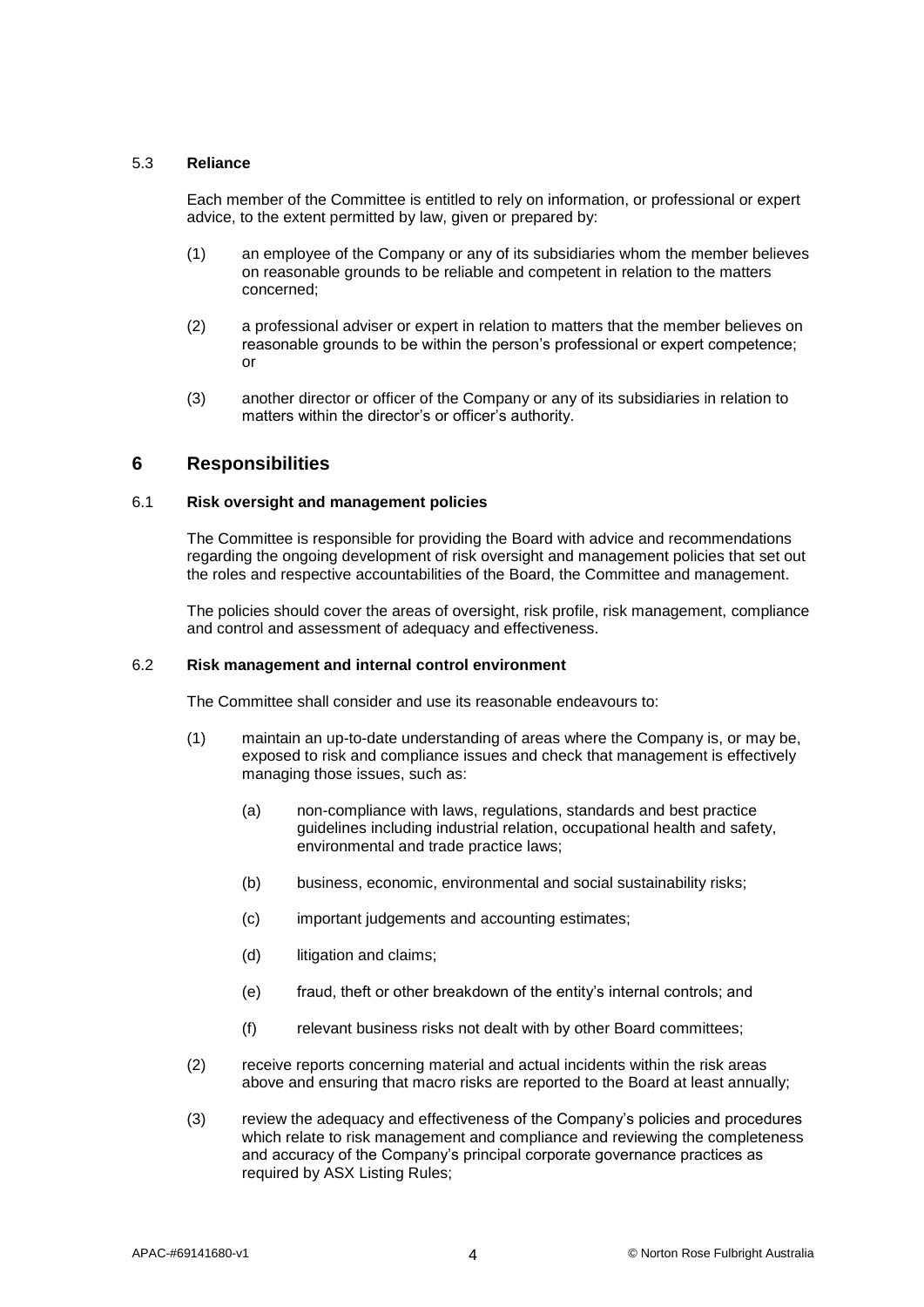### 5.3 **Reliance**

Each member of the Committee is entitled to rely on information, or professional or expert advice, to the extent permitted by law, given or prepared by:

(1) an employee of the Company or any of its subsidiaries whom the member believes on reasonable grounds to be reliable and competent in relation to the matters concerned;

(2) a professional adviser or expert in relation to matters that the member believes on reasonable grounds to be within the person's professional or expert competence; or

(3) another director or officer of the Company or any of its subsidiaries in relation to matters within the director's or officer's authority.

## 6 Responsibilities

### 6.1 **Risk oversight and management policies**

The Committee is responsible for providing the Board with advice and recommendations regarding the ongoing development of risk oversight and management policies that set out the roles and respective accountabilities of the Board, the Committee and management.

The policies should cover the areas of oversight, risk profile, risk management, compliance and control and assessment of adequacy and effectiveness.

### 6.2 **Risk management and internal control environment**

The Committee shall consider and use its reasonable endeavours to:

(1) maintain an up-to-date understanding of areas where the Company is, or may be, exposed to risk and compliance issues and check that management is effectively managing those issues, such as:

  (a) non-compliance with laws, regulations, standards and best practice guidelines including industrial relation, occupational health and safety, environmental and trade practice laws;

  (b) business, economic, environmental and social sustainability risks;

  (c) important judgements and accounting estimates;

  (d) litigation and claims;

  (e) fraud, theft or other breakdown of the entity's internal controls; and

  (f) relevant business risks not dealt with by other Board committees;

(2) receive reports concerning material and actual incidents within the risk areas above and ensuring that macro risks are reported to the Board at least annually;

(3) review the adequacy and effectiveness of the Company's policies and procedures which relate to risk management and compliance and reviewing the completeness and accuracy of the Company's principal corporate governance practices as required by ASX Listing Rules;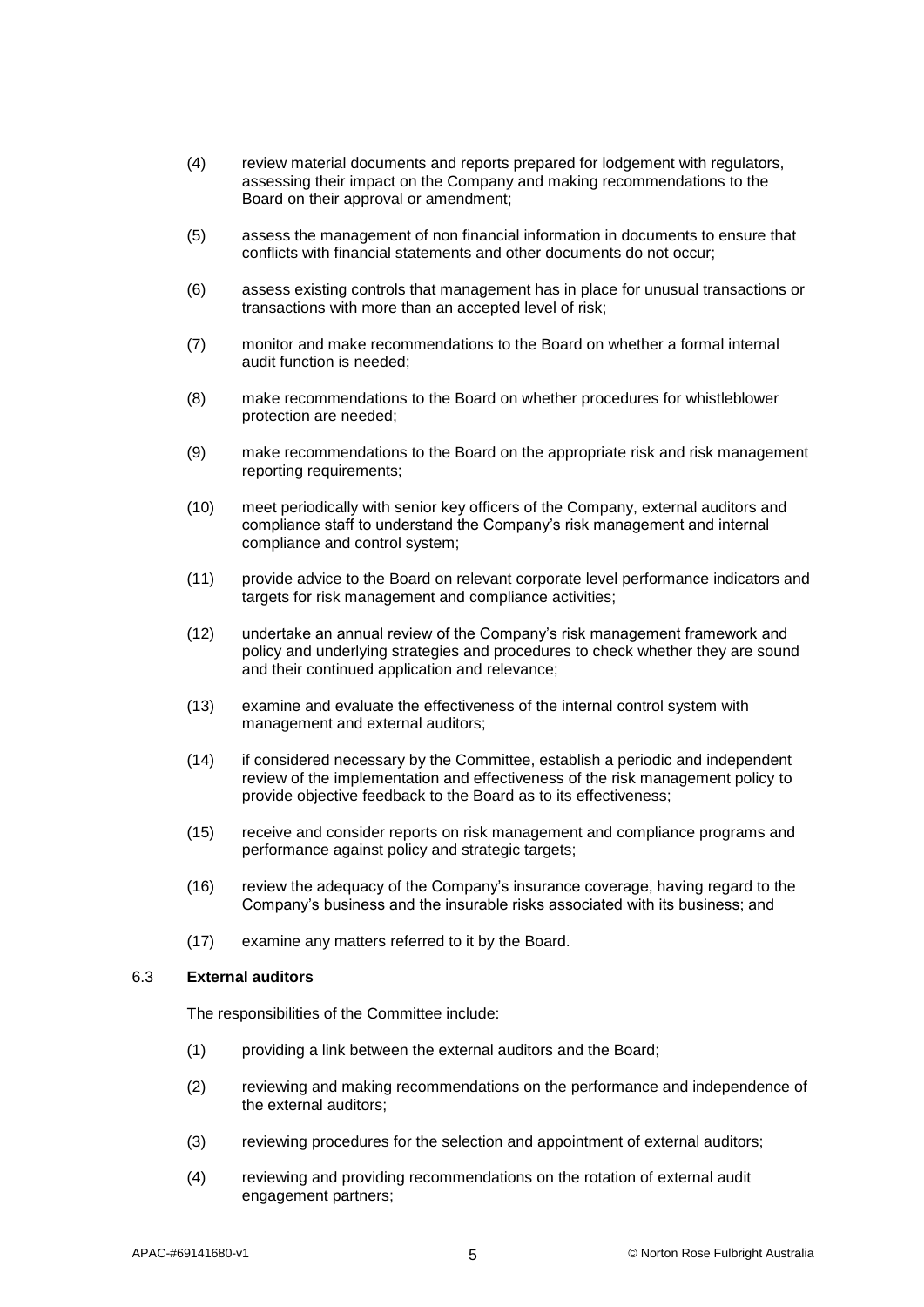(4) review material documents and reports prepared for lodgement with regulators, assessing their impact on the Company and making recommendations to the Board on their approval or amendment;

(5) assess the management of non financial information in documents to ensure that conflicts with financial statements and other documents do not occur;

(6) assess existing controls that management has in place for unusual transactions or transactions with more than an accepted level of risk;

(7) monitor and make recommendations to the Board on whether a formal internal audit function is needed;

(8) make recommendations to the Board on whether procedures for whistleblower protection are needed;

(9) make recommendations to the Board on the appropriate risk and risk management reporting requirements;

(10) meet periodically with senior key officers of the Company, external auditors and compliance staff to understand the Company's risk management and internal compliance and control system;

(11) provide advice to the Board on relevant corporate level performance indicators and targets for risk management and compliance activities;

(12) undertake an annual review of the Company's risk management framework and policy and underlying strategies and procedures to check whether they are sound and their continued application and relevance;

(13) examine and evaluate the effectiveness of the internal control system with management and external auditors;

(14) if considered necessary by the Committee, establish a periodic and independent review of the implementation and effectiveness of the risk management policy to provide objective feedback to the Board as to its effectiveness;

(15) receive and consider reports on risk management and compliance programs and performance against policy and strategic targets;

(16) review the adequacy of the Company's insurance coverage, having regard to the Company's business and the insurable risks associated with its business; and

(17) examine any matters referred to it by the Board.

### 6.3 **External auditors**

The responsibilities of the Committee include:

(1) providing a link between the external auditors and the Board;

(2) reviewing and making recommendations on the performance and independence of the external auditors;

(3) reviewing procedures for the selection and appointment of external auditors;

(4) reviewing and providing recommendations on the rotation of external audit engagement partners;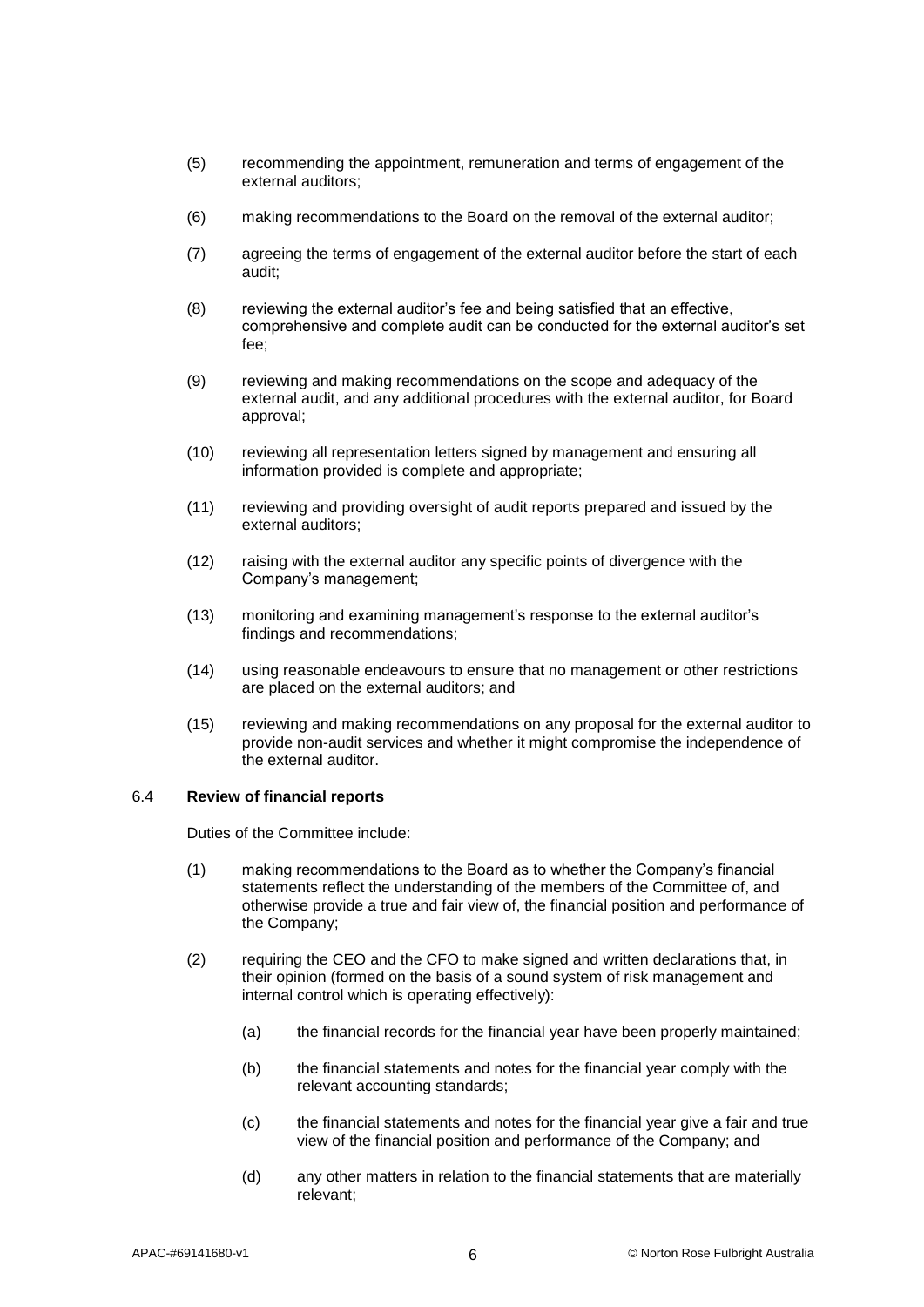(5) recommending the appointment, remuneration and terms of engagement of the external auditors;

(6) making recommendations to the Board on the removal of the external auditor;

(7) agreeing the terms of engagement of the external auditor before the start of each audit;

(8) reviewing the external auditor's fee and being satisfied that an effective, comprehensive and complete audit can be conducted for the external auditor's set fee;

(9) reviewing and making recommendations on the scope and adequacy of the external audit, and any additional procedures with the external auditor, for Board approval;

(10) reviewing all representation letters signed by management and ensuring all information provided is complete and appropriate;

(11) reviewing and providing oversight of audit reports prepared and issued by the external auditors;

(12) raising with the external auditor any specific points of divergence with the Company's management;

(13) monitoring and examining management's response to the external auditor's findings and recommendations;

(14) using reasonable endeavours to ensure that no management or other restrictions are placed on the external auditors; and

(15) reviewing and making recommendations on any proposal for the external auditor to provide non-audit services and whether it might compromise the independence of the external auditor.

### 6.4 **Review of financial reports**

Duties of the Committee include:

(1) making recommendations to the Board as to whether the Company's financial statements reflect the understanding of the members of the Committee of, and otherwise provide a true and fair view of, the financial position and performance of the Company;

(2) requiring the CEO and the CFO to make signed and written declarations that, in their opinion (formed on the basis of a sound system of risk management and internal control which is operating effectively):

   (a) the financial records for the financial year have been properly maintained;

   (b) the financial statements and notes for the financial year comply with the relevant accounting standards;

   (c) the financial statements and notes for the financial year give a fair and true view of the financial position and performance of the Company; and

   (d) any other matters in relation to the financial statements that are materially relevant;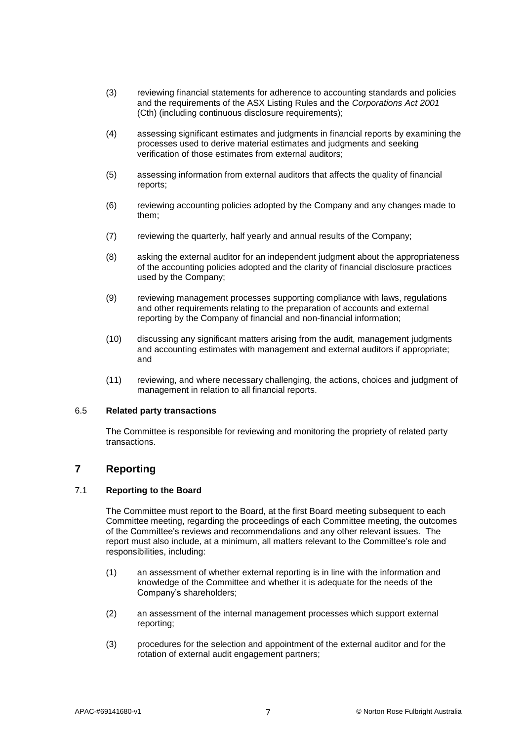(3) reviewing financial statements for adherence to accounting standards and policies and the requirements of the ASX Listing Rules and the *Corporations Act 2001* (Cth) (including continuous disclosure requirements);

(4) assessing significant estimates and judgments in financial reports by examining the processes used to derive material estimates and judgments and seeking verification of those estimates from external auditors;

(5) assessing information from external auditors that affects the quality of financial reports;

(6) reviewing accounting policies adopted by the Company and any changes made to them;

(7) reviewing the quarterly, half yearly and annual results of the Company;

(8) asking the external auditor for an independent judgment about the appropriateness of the accounting policies adopted and the clarity of financial disclosure practices used by the Company;

(9) reviewing management processes supporting compliance with laws, regulations and other requirements relating to the preparation of accounts and external reporting by the Company of financial and non-financial information;

(10) discussing any significant matters arising from the audit, management judgments and accounting estimates with management and external auditors if appropriate; and

(11) reviewing, and where necessary challenging, the actions, choices and judgment of management in relation to all financial reports.

### 6.5 **Related party transactions**

The Committee is responsible for reviewing and monitoring the propriety of related party transactions.

## 7 Reporting

### 7.1 **Reporting to the Board**

The Committee must report to the Board, at the first Board meeting subsequent to each Committee meeting, regarding the proceedings of each Committee meeting, the outcomes of the Committee's reviews and recommendations and any other relevant issues. The report must also include, at a minimum, all matters relevant to the Committee's role and responsibilities, including:

(1) an assessment of whether external reporting is in line with the information and knowledge of the Committee and whether it is adequate for the needs of the Company's shareholders;

(2) an assessment of the internal management processes which support external reporting;

(3) procedures for the selection and appointment of the external auditor and for the rotation of external audit engagement partners;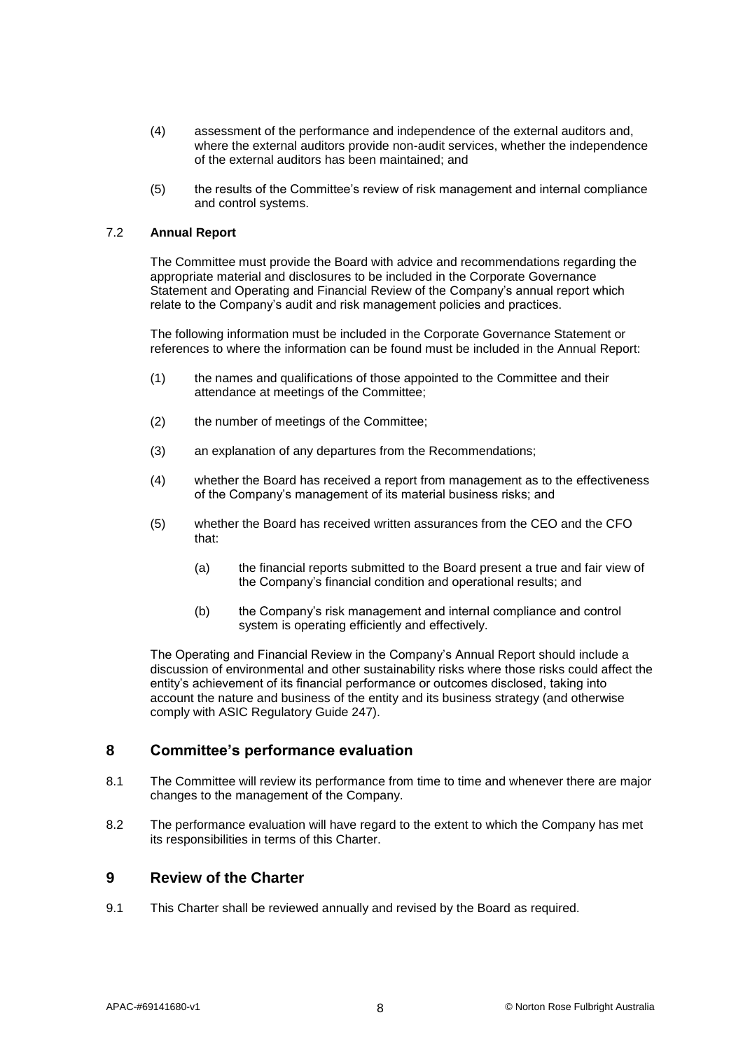(4) assessment of the performance and independence of the external auditors and, where the external auditors provide non-audit services, whether the independence of the external auditors has been maintained; and

(5) the results of the Committee's review of risk management and internal compliance and control systems.

### 7.2 Annual Report

The Committee must provide the Board with advice and recommendations regarding the appropriate material and disclosures to be included in the Corporate Governance Statement and Operating and Financial Review of the Company's annual report which relate to the Company's audit and risk management policies and practices.

The following information must be included in the Corporate Governance Statement or references to where the information can be found must be included in the Annual Report:

(1) the names and qualifications of those appointed to the Committee and their attendance at meetings of the Committee;

(2) the number of meetings of the Committee;

(3) an explanation of any departures from the Recommendations;

(4) whether the Board has received a report from management as to the effectiveness of the Company's management of its material business risks; and

(5) whether the Board has received written assurances from the CEO and the CFO that:

  (a) the financial reports submitted to the Board present a true and fair view of the Company's financial condition and operational results; and

  (b) the Company's risk management and internal compliance and control system is operating efficiently and effectively.

The Operating and Financial Review in the Company's Annual Report should include a discussion of environmental and other sustainability risks where those risks could affect the entity's achievement of its financial performance or outcomes disclosed, taking into account the nature and business of the entity and its business strategy (and otherwise comply with ASIC Regulatory Guide 247).

## 8 Committee's performance evaluation

8.1 The Committee will review its performance from time to time and whenever there are major changes to the management of the Company.

8.2 The performance evaluation will have regard to the extent to which the Company has met its responsibilities in terms of this Charter.

## 9 Review of the Charter

9.1 This Charter shall be reviewed annually and revised by the Board as required.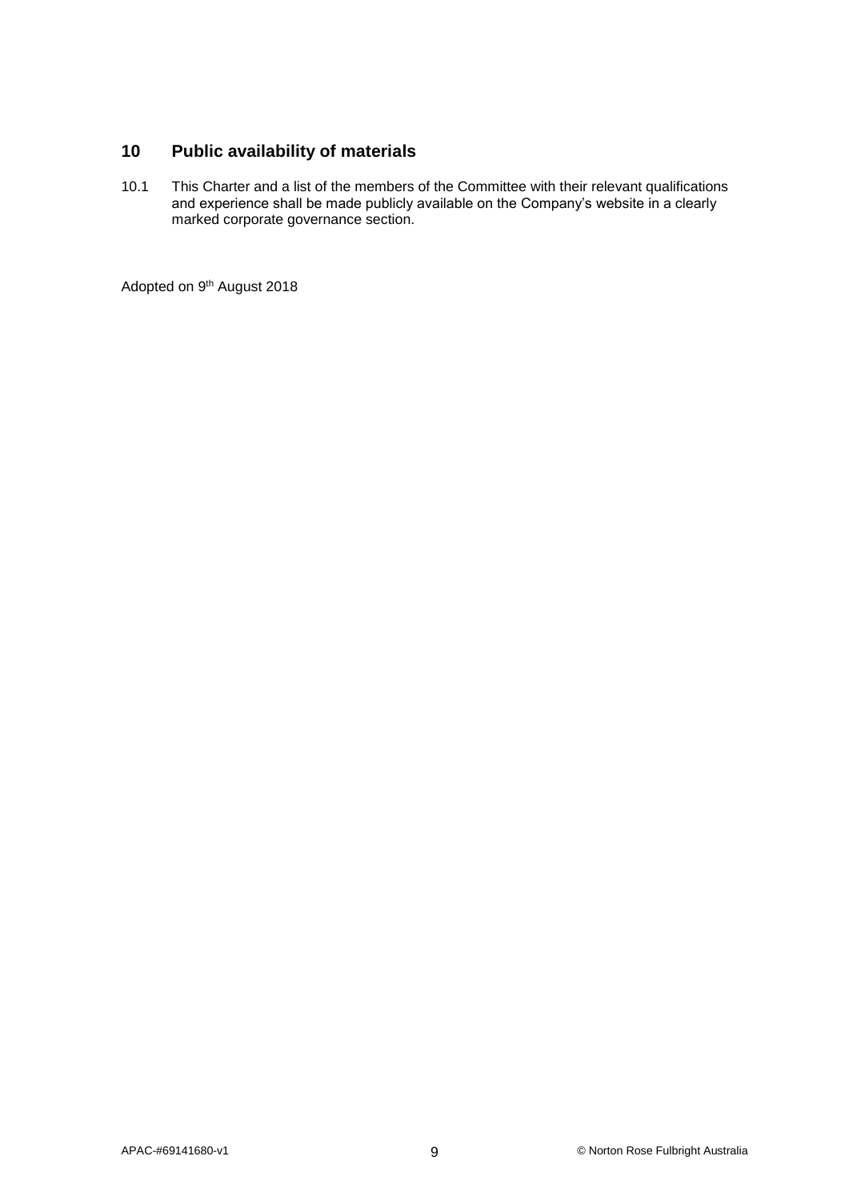## 10 Public availability of materials

10.1 This Charter and a list of the members of the Committee with their relevant qualifications and experience shall be made publicly available on the Company's website in a clearly marked corporate governance section.

Adopted on 9th August 2018